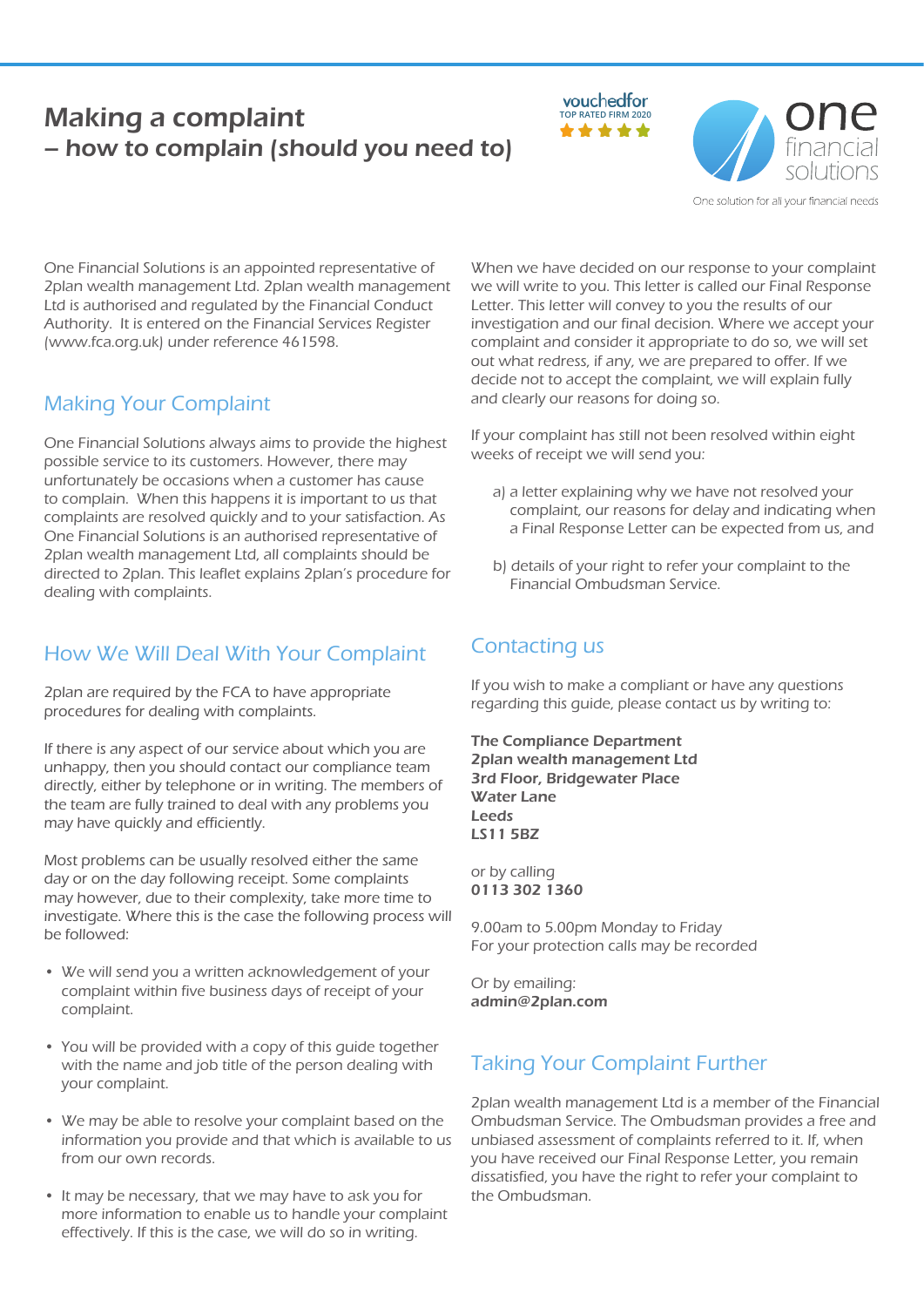# Making a complaint
# – how to complain (should you need to)

vouchedfor
TOP RATED FIRM 2020

one financial solutions

One solution for all your financial needs

One Financial Solutions is an appointed representative of 2plan wealth management Ltd. 2plan wealth management Ltd is authorised and regulated by the Financial Conduct Authority. It is entered on the Financial Services Register (www.fca.org.uk) under reference 461598.

## Making Your Complaint

One Financial Solutions always aims to provide the highest possible service to its customers. However, there may unfortunately be occasions when a customer has cause to complain. When this happens it is important to us that complaints are resolved quickly and to your satisfaction. As One Financial Solutions is an authorised representative of 2plan wealth management Ltd, all complaints should be directed to 2plan. This leaflet explains 2plan's procedure for dealing with complaints.

## How We Will Deal With Your Complaint

2plan are required by the FCA to have appropriate procedures for dealing with complaints.

If there is any aspect of our service about which you are unhappy, then you should contact our compliance team directly, either by telephone or in writing. The members of the team are fully trained to deal with any problems you may have quickly and efficiently.

Most problems can be usually resolved either the same day or on the day following receipt. Some complaints may however, due to their complexity, take more time to investigate. Where this is the case the following process will be followed:

- We will send you a written acknowledgement of your complaint within five business days of receipt of your complaint.
- You will be provided with a copy of this guide together with the name and job title of the person dealing with your complaint.
- We may be able to resolve your complaint based on the information you provide and that which is available to us from our own records.
- It may be necessary, that we may have to ask you for more information to enable us to handle your complaint effectively. If this is the case, we will do so in writing.

When we have decided on our response to your complaint we will write to you. This letter is called our Final Response Letter. This letter will convey to you the results of our investigation and our final decision. Where we accept your complaint and consider it appropriate to do so, we will set out what redress, if any, we are prepared to offer. If we decide not to accept the complaint, we will explain fully and clearly our reasons for doing so.

If your complaint has still not been resolved within eight weeks of receipt we will send you:

a) a letter explaining why we have not resolved your complaint, our reasons for delay and indicating when a Final Response Letter can be expected from us, and

b) details of your right to refer your complaint to the Financial Ombudsman Service.

## Contacting us

If you wish to make a compliant or have any questions regarding this guide, please contact us by writing to:

**The Compliance Department**
**2plan wealth management Ltd**
**3rd Floor, Bridgewater Place**
**Water Lane**
**Leeds**
**LS11 5BZ**

or by calling
**0113 302 1360**

9.00am to 5.00pm Monday to Friday
For your protection calls may be recorded

Or by emailing:
**admin@2plan.com**

## Taking Your Complaint Further

2plan wealth management Ltd is a member of the Financial Ombudsman Service. The Ombudsman provides a free and unbiased assessment of complaints referred to it. If, when you have received our Final Response Letter, you remain dissatisfied, you have the right to refer your complaint to the Ombudsman.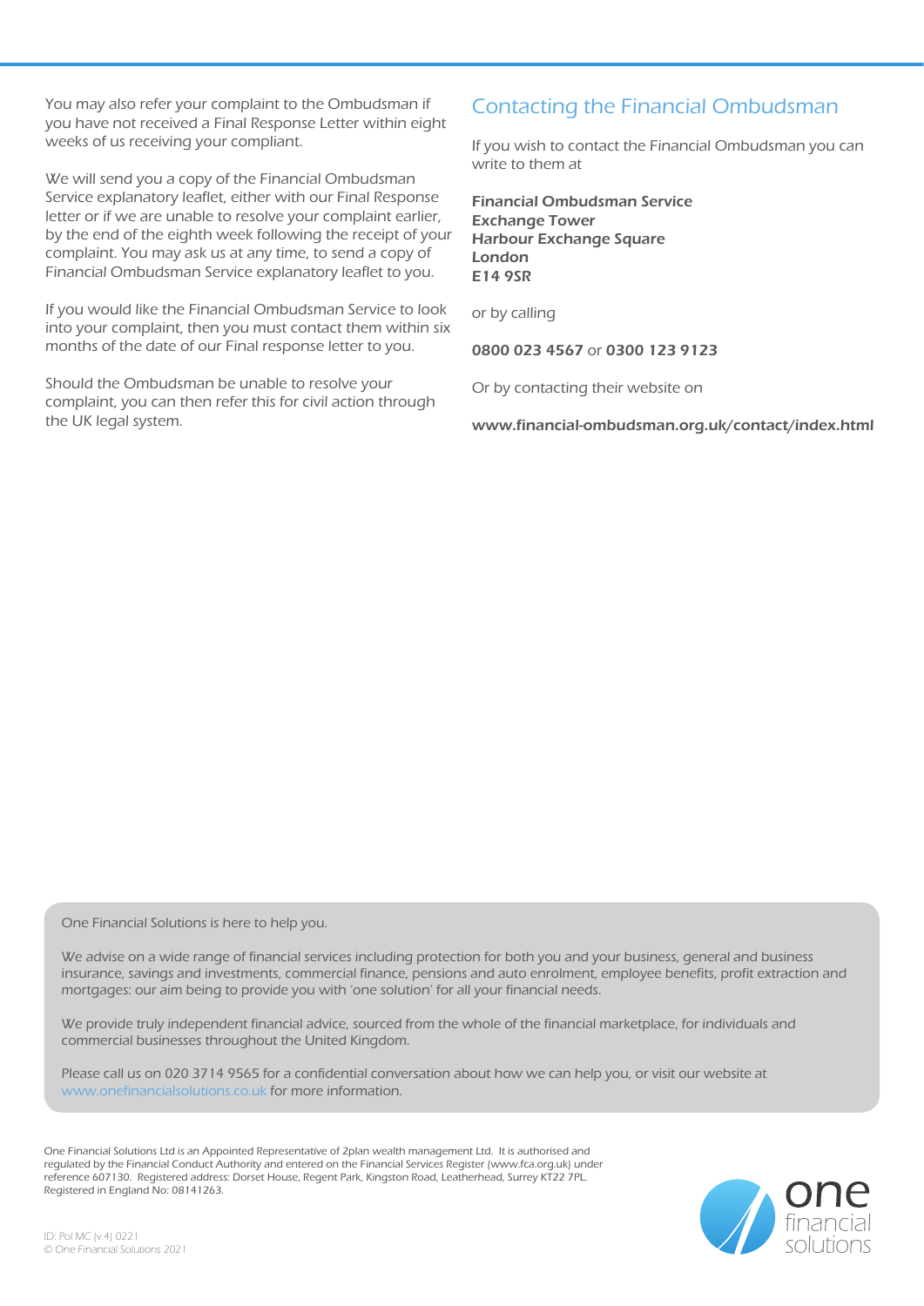You may also refer your complaint to the Ombudsman if you have not received a Final Response Letter within eight weeks of us receiving your compliant.

We will send you a copy of the Financial Ombudsman Service explanatory leaflet, either with our Final Response letter or if we are unable to resolve your complaint earlier, by the end of the eighth week following the receipt of your complaint. You may ask us at any time, to send a copy of Financial Ombudsman Service explanatory leaflet to you.

If you would like the Financial Ombudsman Service to look into your complaint, then you must contact them within six months of the date of our Final response letter to you.

Should the Ombudsman be unable to resolve your complaint, you can then refer this for civil action through the UK legal system.

## Contacting the Financial Ombudsman

If you wish to contact the Financial Ombudsman you can write to them at

**Financial Ombudsman Service**
**Exchange Tower**
**Harbour Exchange Square**
**London**
**E14 9SR**

or by calling

**0800 023 4567** or **0300 123 9123**

Or by contacting their website on

**www.financial-ombudsman.org.uk/contact/index.html**

One Financial Solutions is here to help you.

We advise on a wide range of financial services including protection for both you and your business, general and business insurance, savings and investments, commercial finance, pensions and auto enrolment, employee benefits, profit extraction and mortgages: our aim being to provide you with 'one solution' for all your financial needs.

We provide truly independent financial advice, sourced from the whole of the financial marketplace, for individuals and commercial businesses throughout the United Kingdom.

Please call us on 020 3714 9565 for a confidential conversation about how we can help you, or visit our website at www.onefinancialsolutions.co.uk for more information.

One Financial Solutions Ltd is an Appointed Representative of 2plan wealth management Ltd. It is authorised and regulated by the Financial Conduct Authority and entered on the Financial Services Register (www.fca.org.uk) under reference 607130. Registered address: Dorset House, Regent Park, Kingston Road, Leatherhead, Surrey KT22 7PL. Registered in England No: 08141263.

ID: Pol MC (v.4) 0221
© One Financial Solutions 2021

one financial solutions